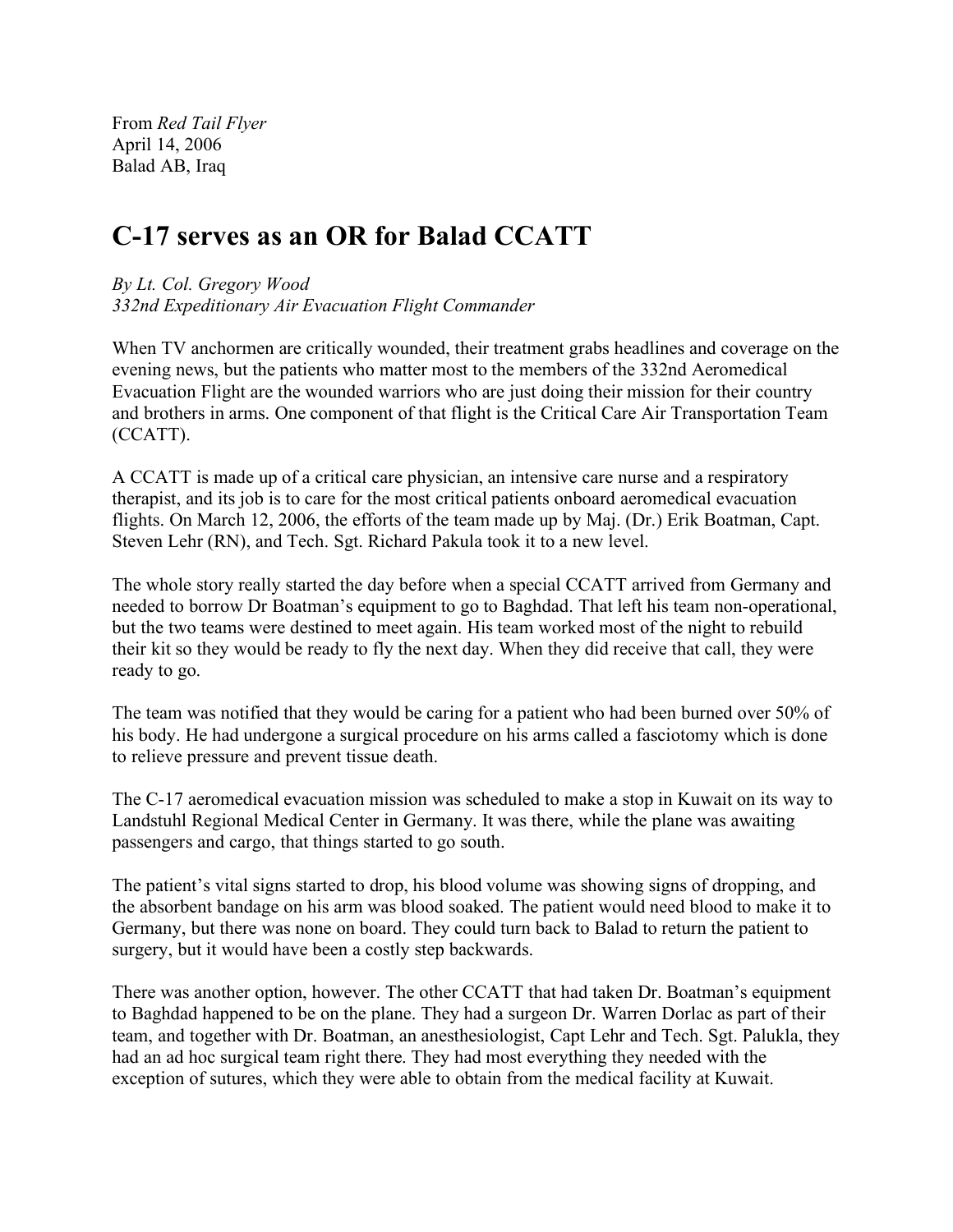From *Red Tail Flyer*
April 14, 2006
Balad AB, Iraq

# C-17 serves as an OR for Balad CCATT

*By Lt. Col. Gregory Wood*
*332nd Expeditionary Air Evacuation Flight Commander*

When TV anchormen are critically wounded, their treatment grabs headlines and coverage on the evening news, but the patients who matter most to the members of the 332nd Aeromedical Evacuation Flight are the wounded warriors who are just doing their mission for their country and brothers in arms. One component of that flight is the Critical Care Air Transportation Team (CCATT).

A CCATT is made up of a critical care physician, an intensive care nurse and a respiratory therapist, and its job is to care for the most critical patients onboard aeromedical evacuation flights. On March 12, 2006, the efforts of the team made up by Maj. (Dr.) Erik Boatman, Capt. Steven Lehr (RN), and Tech. Sgt. Richard Pakula took it to a new level.

The whole story really started the day before when a special CCATT arrived from Germany and needed to borrow Dr Boatman's equipment to go to Baghdad. That left his team non-operational, but the two teams were destined to meet again. His team worked most of the night to rebuild their kit so they would be ready to fly the next day. When they did receive that call, they were ready to go.

The team was notified that they would be caring for a patient who had been burned over 50% of his body. He had undergone a surgical procedure on his arms called a fasciotomy which is done to relieve pressure and prevent tissue death.

The C-17 aeromedical evacuation mission was scheduled to make a stop in Kuwait on its way to Landstuhl Regional Medical Center in Germany. It was there, while the plane was awaiting passengers and cargo, that things started to go south.

The patient's vital signs started to drop, his blood volume was showing signs of dropping, and the absorbent bandage on his arm was blood soaked. The patient would need blood to make it to Germany, but there was none on board. They could turn back to Balad to return the patient to surgery, but it would have been a costly step backwards.

There was another option, however. The other CCATT that had taken Dr. Boatman's equipment to Baghdad happened to be on the plane. They had a surgeon Dr. Warren Dorlac as part of their team, and together with Dr. Boatman, an anesthesiologist, Capt Lehr and Tech. Sgt. Palukla, they had an ad hoc surgical team right there. They had most everything they needed with the exception of sutures, which they were able to obtain from the medical facility at Kuwait.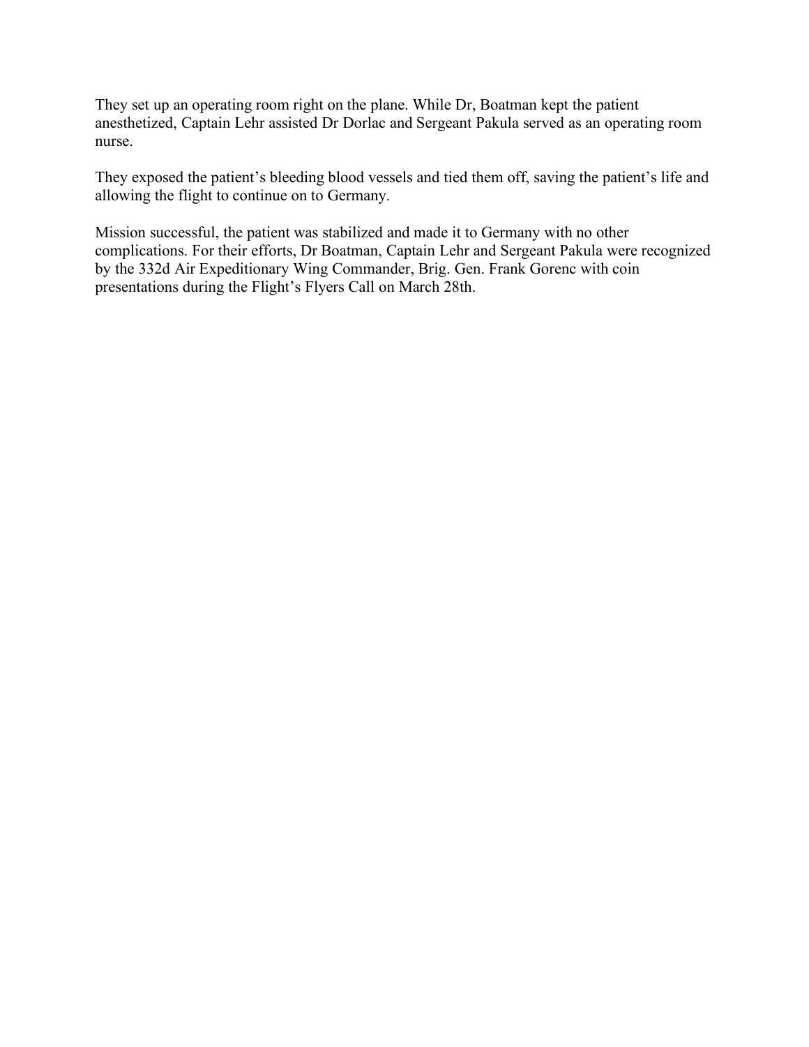They set up an operating room right on the plane. While Dr, Boatman kept the patient anesthetized, Captain Lehr assisted Dr Dorlac and Sergeant Pakula served as an operating room nurse.

They exposed the patient's bleeding blood vessels and tied them off, saving the patient's life and allowing the flight to continue on to Germany.

Mission successful, the patient was stabilized and made it to Germany with no other complications. For their efforts, Dr Boatman, Captain Lehr and Sergeant Pakula were recognized by the 332d Air Expeditionary Wing Commander, Brig. Gen. Frank Gorenc with coin presentations during the Flight's Flyers Call on March 28th.